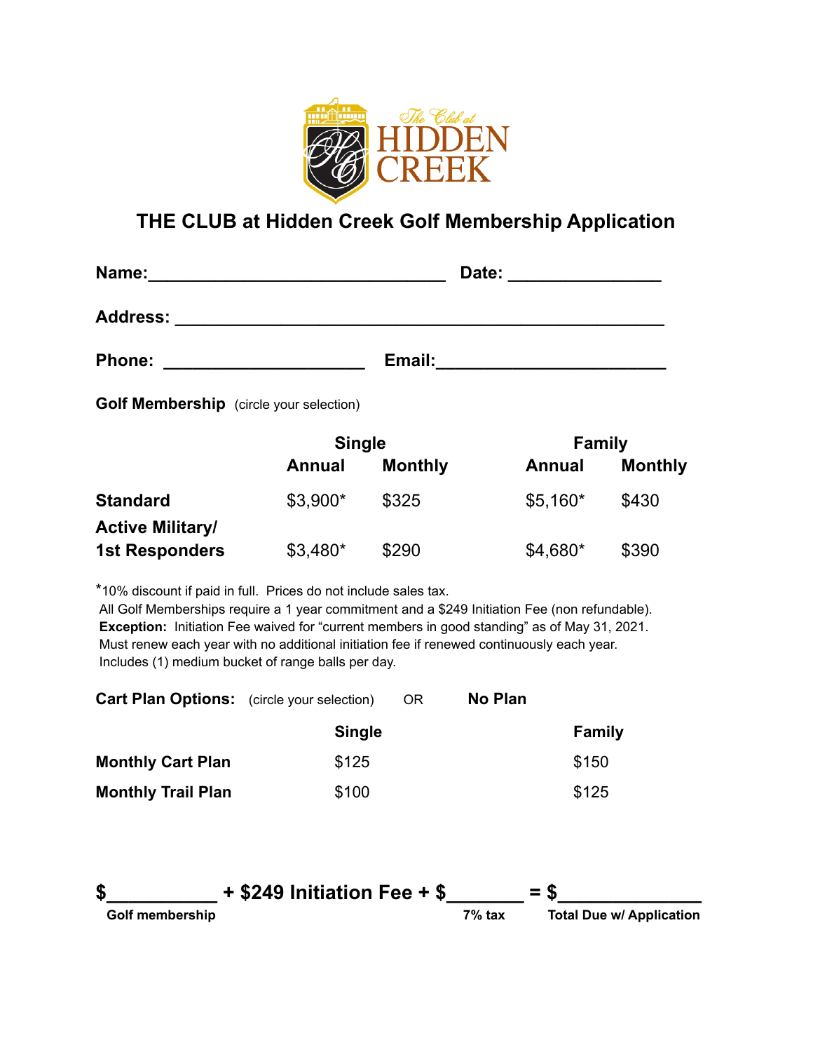The Club at HIDDEN CREEK

# THE CLUB at Hidden Creek Golf Membership Application

**Name:**______________________________ **Date:** _______________

**Address:** ____________________________________________________

**Phone:** ____________________ **Email:**_______________________

**Golf Membership** (circle your selection)

| | Single | | Family | |
|---|---|---|---|---|
| | **Annual** | **Monthly** | **Annual** | **Monthly** |
| **Standard** | $3,900* | $325 | $5,160* | $430 |
| **Active Military/ 1st Responders** | $3,480* | $290 | $4,680* | $390 |

*10% discount if paid in full. Prices do not include sales tax.
All Golf Memberships require a 1 year commitment and a $249 Initiation Fee (non refundable).
**Exception:** Initiation Fee waived for "current members in good standing" as of May 31, 2021.
Must renew each year with no additional initiation fee if renewed continuously each year.
Includes (1) medium bucket of range balls per day.

**Cart Plan Options:** (circle your selection) OR **No Plan**

| | **Single** | **Family** |
|---|---|---|
| **Monthly Cart Plan** | $125 | $150 |
| **Monthly Trail Plan** | $100 | $125 |

**$__________ + $249 Initiation Fee + $_______ = $_____________**

**Golf membership** | **7% tax** | **Total Due w/ Application**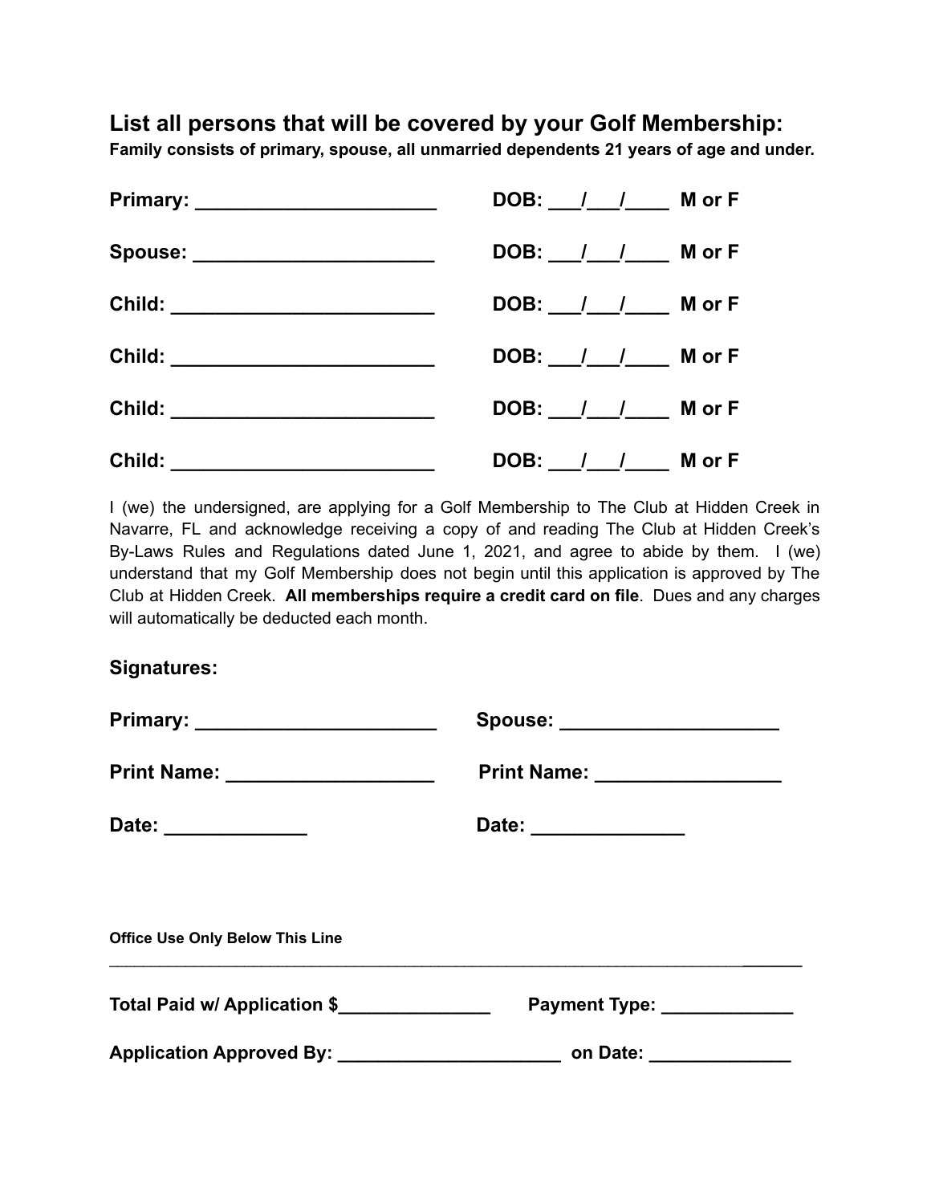## List all persons that will be covered by your Golf Membership:

**Family consists of primary, spouse, all unmarried dependents 21 years of age and under.**

**Primary: ______________________** **DOB: ___/___/____ M or F**

**Spouse: ______________________** **DOB: ___/___/____ M or F**

**Child: ________________________** **DOB: ___/___/____ M or F**

**Child: ________________________** **DOB: ___/___/____ M or F**

**Child: ________________________** **DOB: ___/___/____ M or F**

**Child: ________________________** **DOB: ___/___/____ M or F**

I (we) the undersigned, are applying for a Golf Membership to The Club at Hidden Creek in Navarre, FL and acknowledge receiving a copy of and reading The Club at Hidden Creek's By-Laws Rules and Regulations dated June 1, 2021, and agree to abide by them. I (we) understand that my Golf Membership does not begin until this application is approved by The Club at Hidden Creek. **All memberships require a credit card on file**. Dues and any charges will automatically be deducted each month.

**Signatures:**

**Primary: ______________________** **Spouse: ____________________**

**Print Name: ___________________** **Print Name: _________________**

**Date: _____________** **Date: ______________**

**Office Use Only Below This Line**

---

**Total Paid w/ Application $_______________** **Payment Type: _____________**

**Application Approved By: ______________________** **on Date: ______________**